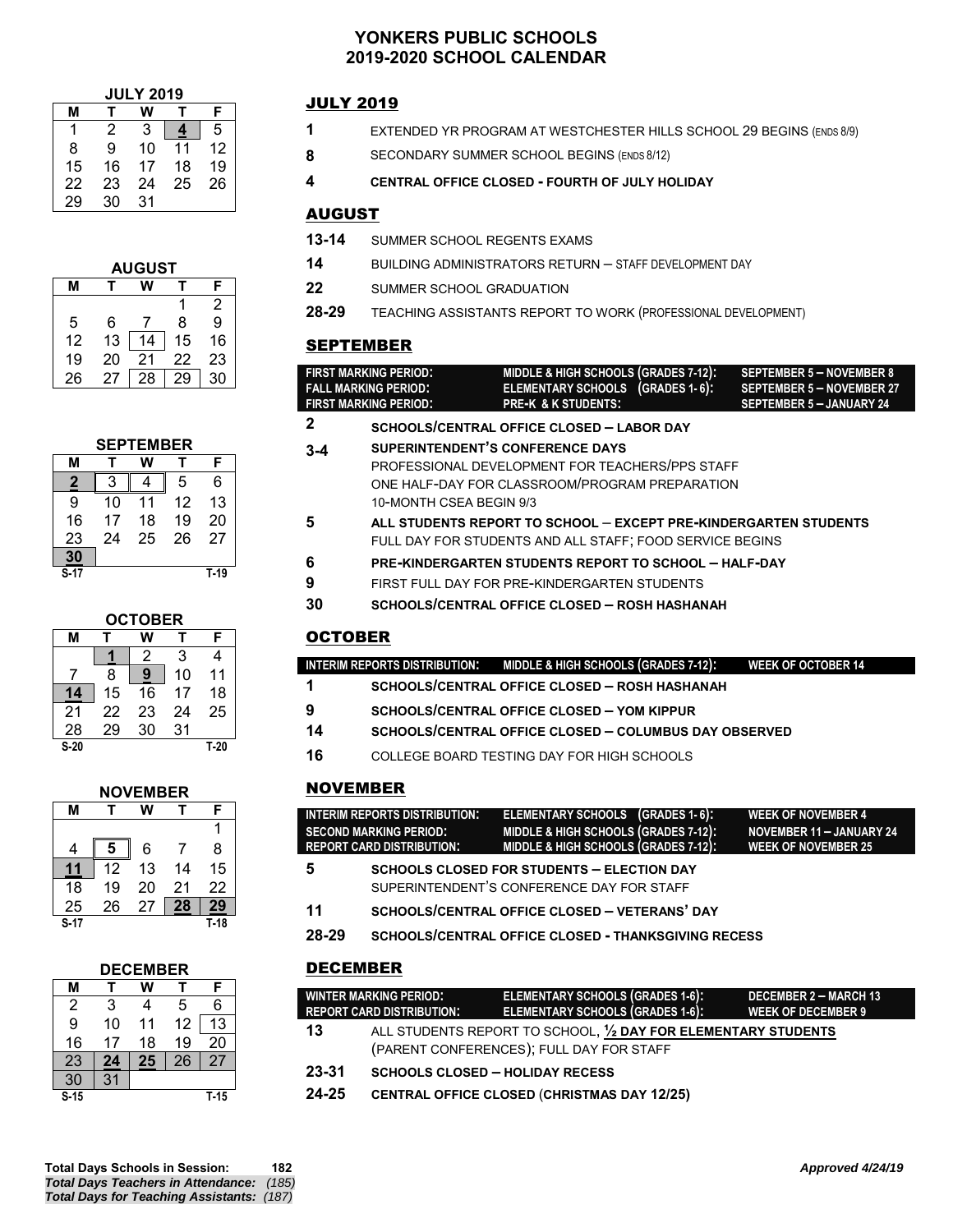# YONKERS PUBLIC SCHOOLS
# 2019-2020 SCHOOL CALENDAR

**JULY 2019**

| M | T | W | T | F |
|---|---|---|---|---|
| 1 | 2 | 3 | **4** | 5 |
| 8 | 9 | 10 | 11 | 12 |
| 15 | 16 | 17 | 18 | 19 |
| 22 | 23 | 24 | 25 | 26 |
| 29 | 30 | 31 | | |

**AUGUST**

| M | T | W | T | F |
|---|---|---|---|---|
| | | | 1 | 2 |
| 5 | 6 | 7 | 8 | 9 |
| 12 | 13 | 14 | 15 | 16 |
| 19 | 20 | 21 | 22 | 23 |
| 26 | 27 | 28 | 29 | 30 |

**SEPTEMBER**

| M | T | W | T | F |
|---|---|---|---|---|
| **2** | 3 | 4 | 5 | 6 |
| 9 | 10 | 11 | 12 | 13 |
| 16 | 17 | 18 | 19 | 20 |
| 23 | 24 | 25 | 26 | 27 |
| **30** | | | | |
| S-17 | | | | T-19 |

**OCTOBER**

| M | T | W | T | F |
|---|---|---|---|---|
| | **1** | 2 | 3 | 4 |
| 7 | 8 | **9** | 10 | 11 |
| **14** | 15 | 16 | 17 | 18 |
| 21 | 22 | 23 | 24 | 25 |
| 28 | 29 | 30 | 31 | |
| S-20 | | | | T-20 |

**NOVEMBER**

| M | T | W | T | F |
|---|---|---|---|---|
| | | | | 1 |
| 4 | **5** | 6 | 7 | 8 |
| **11** | 12 | 13 | 14 | 15 |
| 18 | 19 | 20 | 21 | 22 |
| 25 | 26 | 27 | **28** | **29** |
| S-17 | | | | T-18 |

**DECEMBER**

| M | T | W | T | F |
|---|---|---|---|---|
| 2 | 3 | 4 | 5 | 6 |
| 9 | 10 | 11 | 12 | 13 |
| 16 | 17 | 18 | 19 | 20 |
| 23 | **24** | **25** | 26 | 27 |
| 30 | 31 | | | |
| S-15 | | | | T-15 |

## JULY 2019

**1** EXTENDED YR PROGRAM AT WESTCHESTER HILLS SCHOOL 29 BEGINS (ENDS 8/9)

**8** SECONDARY SUMMER SCHOOL BEGINS (ENDS 8/12)

**4** **CENTRAL OFFICE CLOSED - FOURTH OF JULY HOLIDAY**

## AUGUST

**13-14** SUMMER SCHOOL REGENTS EXAMS

**14** BUILDING ADMINISTRATORS RETURN – STAFF DEVELOPMENT DAY

**22** SUMMER SCHOOL GRADUATION

**28-29** TEACHING ASSISTANTS REPORT TO WORK (PROFESSIONAL DEVELOPMENT)

## SEPTEMBER

| | | |
|---|---|---|
| **FIRST MARKING PERIOD:** | **MIDDLE & HIGH SCHOOLS (GRADES 7-12):** | **SEPTEMBER 5 – NOVEMBER 8** |
| **FALL MARKING PERIOD:** | **ELEMENTARY SCHOOLS (GRADES 1-6):** | **SEPTEMBER 5 – NOVEMBER 27** |
| **FIRST MARKING PERIOD:** | **PRE-K & K STUDENTS:** | **SEPTEMBER 5 – JANUARY 24** |

**2** **SCHOOLS/CENTRAL OFFICE CLOSED – LABOR DAY**

**3-4** **SUPERINTENDENT'S CONFERENCE DAYS**
PROFESSIONAL DEVELOPMENT FOR TEACHERS/PPS STAFF
ONE HALF-DAY FOR CLASSROOM/PROGRAM PREPARATION
10-MONTH CSEA BEGIN 9/3

**5** **ALL STUDENTS REPORT TO SCHOOL – EXCEPT PRE-KINDERGARTEN STUDENTS**
FULL DAY FOR STUDENTS AND ALL STAFF; FOOD SERVICE BEGINS

**6** **PRE-KINDERGARTEN STUDENTS REPORT TO SCHOOL – HALF-DAY**

**9** FIRST FULL DAY FOR PRE-KINDERGARTEN STUDENTS

**30** **SCHOOLS/CENTRAL OFFICE CLOSED – ROSH HASHANAH**

## OCTOBER

| | | |
|---|---|---|
| **INTERIM REPORTS DISTRIBUTION:** | **MIDDLE & HIGH SCHOOLS (GRADES 7-12):** | **WEEK OF OCTOBER 14** |

**1** **SCHOOLS/CENTRAL OFFICE CLOSED – ROSH HASHANAH**

**9** **SCHOOLS/CENTRAL OFFICE CLOSED – YOM KIPPUR**

**14** **SCHOOLS/CENTRAL OFFICE CLOSED – COLUMBUS DAY OBSERVED**

**16** COLLEGE BOARD TESTING DAY FOR HIGH SCHOOLS

## NOVEMBER

| | | |
|---|---|---|
| **INTERIM REPORTS DISTRIBUTION:** | **ELEMENTARY SCHOOLS (GRADES 1-6):** | **WEEK OF NOVEMBER 4** |
| **SECOND MARKING PERIOD:** | **MIDDLE & HIGH SCHOOLS (GRADES 7-12):** | **NOVEMBER 11 – JANUARY 24** |
| **REPORT CARD DISTRIBUTION:** | **MIDDLE & HIGH SCHOOLS (GRADES 7-12):** | **WEEK OF NOVEMBER 25** |

**5** **SCHOOLS CLOSED FOR STUDENTS – ELECTION DAY**
SUPERINTENDENT'S CONFERENCE DAY FOR STAFF

**11** **SCHOOLS/CENTRAL OFFICE CLOSED – VETERANS' DAY**

**28-29** **SCHOOLS/CENTRAL OFFICE CLOSED - THANKSGIVING RECESS**

## DECEMBER

| | | |
|---|---|---|
| **WINTER MARKING PERIOD:** | **ELEMENTARY SCHOOLS (GRADES 1-6):** | **DECEMBER 2 – MARCH 13** |
| **REPORT CARD DISTRIBUTION:** | **ELEMENTARY SCHOOLS (GRADES 1-6):** | **WEEK OF DECEMBER 9** |

**13** ALL STUDENTS REPORT TO SCHOOL, **½ DAY FOR ELEMENTARY STUDENTS**
(PARENT CONFERENCES); FULL DAY FOR STAFF

**23-31** **SCHOOLS CLOSED – HOLIDAY RECESS**

**24-25** **CENTRAL OFFICE CLOSED (CHRISTMAS DAY 12/25)**

**Total Days Schools in Session: 182**
***Total Days Teachers in Attendance: (185)***
***Total Days for Teaching Assistants: (187)***

***Approved 4/24/19***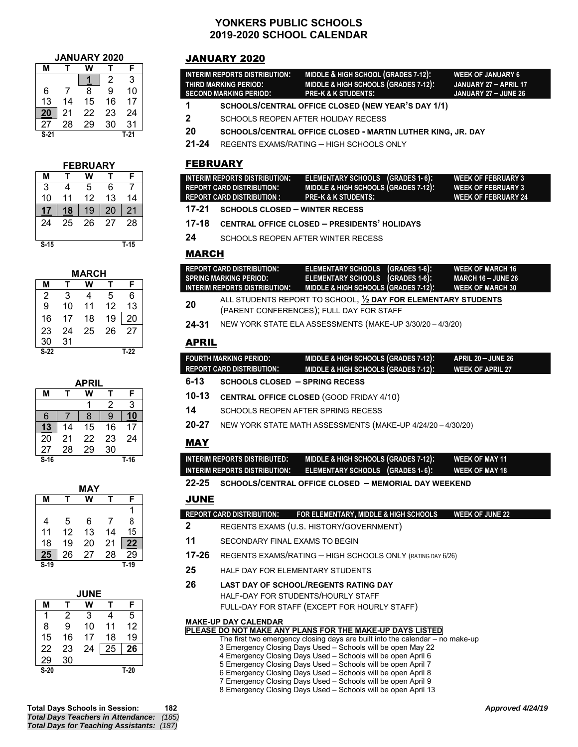# YONKERS PUBLIC SCHOOLS
# 2019-2020 SCHOOL CALENDAR

**JANUARY 2020**

| M | T | W | T | F |
|---|---|---|---|---|
| | | 1 | 2 | 3 |
| 6 | 7 | 8 | 9 | 10 |
| 13 | 14 | 15 | 16 | 17 |
| 20 | 21 | 22 | 23 | 24 |
| 27 | 28 | 29 | 30 | 31 |

S-21 T-21

**FEBRUARY**

| M | T | W | T | F |
|---|---|---|---|---|
| 3 | 4 | 5 | 6 | 7 |
| 10 | 11 | 12 | 13 | 14 |
| 17 | 18 | 19 | 20 | 21 |
| 24 | 25 | 26 | 27 | 28 |

S-15 T-15

**MARCH**

| M | T | W | T | F |
|---|---|---|---|---|
| 2 | 3 | 4 | 5 | 6 |
| 9 | 10 | 11 | 12 | 13 |
| 16 | 17 | 18 | 19 | 20 |
| 23 | 24 | 25 | 26 | 27 |
| 30 | 31 | | | |

S-22 T-22

**APRIL**

| M | T | W | T | F |
|---|---|---|---|---|
| | | 1 | 2 | 3 |
| 6 | 7 | 8 | 9 | 10 |
| 13 | 14 | 15 | 16 | 17 |
| 20 | 21 | 22 | 23 | 24 |
| 27 | 28 | 29 | 30 | |

S-16 T-16

**MAY**

| M | T | W | T | F |
|---|---|---|---|---|
| | | | | 1 |
| 4 | 5 | 6 | 7 | 8 |
| 11 | 12 | 13 | 14 | 15 |
| 18 | 19 | 20 | 21 | 22 |
| 25 | 26 | 27 | 28 | 29 |

S-19 T-19

**JUNE**

| M | T | W | T | F |
|---|---|---|---|---|
| 1 | 2 | 3 | 4 | 5 |
| 8 | 9 | 10 | 11 | 12 |
| 15 | 16 | 17 | 18 | 19 |
| 22 | 23 | 24 | 25 | 26 |
| 29 | 30 | | | |

S-20 T-20

**Total Days Schools in Session: 182**
***Total Days Teachers in Attendance: (185)***
***Total Days for Teaching Assistants: (187)***

## JANUARY 2020

| | | |
|---|---|---|
| **INTERIM REPORTS DISTRIBUTION:** | **MIDDLE & HIGH SCHOOL (GRADES 7-12):** | **WEEK OF JANUARY 6** |
| **THIRD MARKING PERIOD:** | **MIDDLE & HIGH SCHOOLS (GRADES 7-12):** | **JANUARY 27 – APRIL 17** |
| **SECOND MARKING PERIOD:** | **PRE-K & K STUDENTS:** | **JANUARY 27 – JUNE 26** |

- **1** **SCHOOLS/CENTRAL OFFICE CLOSED (NEW YEAR'S DAY 1/1)**
- **2** SCHOOLS REOPEN AFTER HOLIDAY RECESS
- **20** **SCHOOLS/CENTRAL OFFICE CLOSED - MARTIN LUTHER KING, JR. DAY**
- **21-24** REGENTS EXAMS/RATING – HIGH SCHOOLS ONLY

## FEBRUARY

| | | |
|---|---|---|
| **INTERIM REPORTS DISTRIBUTION:** | **ELEMENTARY SCHOOLS (GRADES 1- 6):** | **WEEK OF FEBRUARY 3** |
| **REPORT CARD DISTRIBUTION:** | **MIDDLE & HIGH SCHOOLS (GRADES 7-12):** | **WEEK OF FEBRUARY 3** |
| **REPORT CARD DISTRIBUTION :** | **PRE-K & K STUDENTS:** | **WEEK OF FEBRUARY 24** |

- **17-21** **SCHOOLS CLOSED – WINTER RECESS**
- **17-18** **CENTRAL OFFICE CLOSED – PRESIDENTS' HOLIDAYS**
- **24** SCHOOLS REOPEN AFTER WINTER RECESS

## MARCH

| | | |
|---|---|---|
| **REPORT CARD DISTRIBUTION:** | **ELEMENTARY SCHOOLS (GRADES 1-6):** | **WEEK OF MARCH 16** |
| **SPRING MARKING PERIOD:** | **ELEMENTARY SCHOOLS (GRADES 1-6):** | **MARCH 16 – JUNE 26** |
| **INTERIM REPORTS DISTRIBUTION:** | **MIDDLE & HIGH SCHOOLS (GRADES 7-12):** | **WEEK OF MARCH 30** |

- **20** ALL STUDENTS REPORT TO SCHOOL, **½ DAY FOR ELEMENTARY STUDENTS** (PARENT CONFERENCES); FULL DAY FOR STAFF
- **24-31** NEW YORK STATE ELA ASSESSMENTS (MAKE-UP 3/30/20 – 4/3/20)

## APRIL

| | | |
|---|---|---|
| **FOURTH MARKING PERIOD:** | **MIDDLE & HIGH SCHOOLS (GRADES 7-12):** | **APRIL 20 – JUNE 26** |
| **REPORT CARD DISTRIBUTION:** | **MIDDLE & HIGH SCHOOLS (GRADES 7-12):** | **WEEK OF APRIL 27** |

- **6-13** **SCHOOLS CLOSED – SPRING RECESS**
- **10-13** **CENTRAL OFFICE CLOSED** (GOOD FRIDAY 4/10)
- **14** SCHOOLS REOPEN AFTER SPRING RECESS
- **20-27** NEW YORK STATE MATH ASSESSMENTS (MAKE-UP 4/24/20 – 4/30/20)

## MAY

| | | |
|---|---|---|
| **INTERIM REPORTS DISTRIBUTED:** | **MIDDLE & HIGH SCHOOLS (GRADES 7-12):** | **WEEK OF MAY 11** |
| **INTERIM REPORTS DISTRIBUTION:** | **ELEMENTARY SCHOOLS (GRADES 1- 6):** | **WEEK OF MAY 18** |

- **22-25** **SCHOOLS/CENTRAL OFFICE CLOSED – MEMORIAL DAY WEEKEND**

## JUNE

| | | |
|---|---|---|
| **REPORT CARD DISTRIBUTION:** | **FOR ELEMENTARY, MIDDLE & HIGH SCHOOLS** | **WEEK OF JUNE 22** |

- **2** REGENTS EXAMS (U.S. HISTORY/GOVERNMENT)
- **11** SECONDARY FINAL EXAMS TO BEGIN
- **17-26** REGENTS EXAMS/RATING – HIGH SCHOOLS ONLY (RATING DAY 6/26)
- **25** HALF DAY FOR ELEMENTARY STUDENTS
- **26** **LAST DAY OF SCHOOL/REGENTS RATING DAY**
  HALF-DAY FOR STUDENTS/HOURLY STAFF
  FULL-DAY FOR STAFF (EXCEPT FOR HOURLY STAFF)

**MAKE-UP DAY CALENDAR**
**PLEASE DO NOT MAKE ANY PLANS FOR THE MAKE-UP DAYS LISTED**

The first two emergency closing days are built into the calendar – no make-up
3 Emergency Closing Days Used – Schools will be open May 22
4 Emergency Closing Days Used – Schools will be open April 6
5 Emergency Closing Days Used – Schools will be open April 7
6 Emergency Closing Days Used – Schools will be open April 8
7 Emergency Closing Days Used – Schools will be open April 9
8 Emergency Closing Days Used – Schools will be open April 13

***Approved 4/24/19***